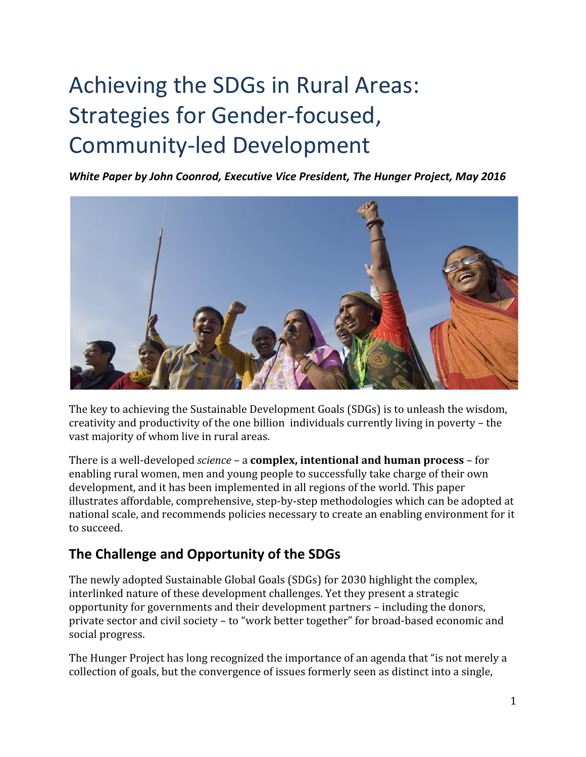# Achieving the SDGs in Rural Areas: Strategies for Gender-focused, Community-led Development

***White Paper by John Coonrod, Executive Vice President, The Hunger Project, May 2016***

The key to achieving the Sustainable Development Goals (SDGs) is to unleash the wisdom, creativity and productivity of the one billion individuals currently living in poverty – the vast majority of whom live in rural areas.

There is a well-developed *science* – a **complex, intentional and human process** – for enabling rural women, men and young people to successfully take charge of their own development, and it has been implemented in all regions of the world. This paper illustrates affordable, comprehensive, step-by-step methodologies which can be adopted at national scale, and recommends policies necessary to create an enabling environment for it to succeed.

## The Challenge and Opportunity of the SDGs

The newly adopted Sustainable Global Goals (SDGs) for 2030 highlight the complex, interlinked nature of these development challenges. Yet they present a strategic opportunity for governments and their development partners – including the donors, private sector and civil society – to "work better together" for broad-based economic and social progress.

The Hunger Project has long recognized the importance of an agenda that "is not merely a collection of goals, but the convergence of issues formerly seen as distinct into a single,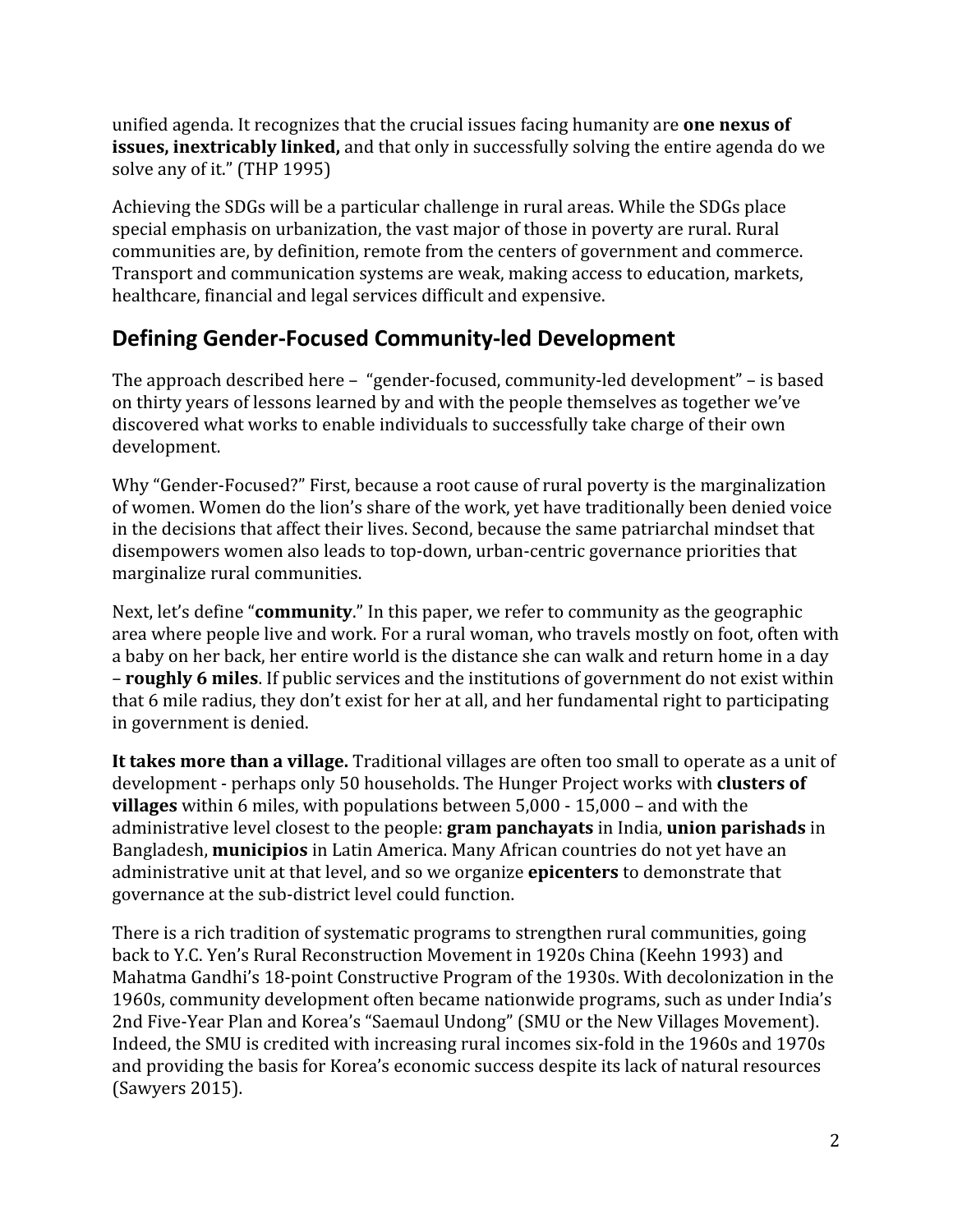unified agenda. It recognizes that the crucial issues facing humanity are **one nexus of issues, inextricably linked,** and that only in successfully solving the entire agenda do we solve any of it." (THP 1995)

Achieving the SDGs will be a particular challenge in rural areas. While the SDGs place special emphasis on urbanization, the vast major of those in poverty are rural. Rural communities are, by definition, remote from the centers of government and commerce. Transport and communication systems are weak, making access to education, markets, healthcare, financial and legal services difficult and expensive.

## Defining Gender-Focused Community-led Development

The approach described here – "gender-focused, community-led development" – is based on thirty years of lessons learned by and with the people themselves as together we've discovered what works to enable individuals to successfully take charge of their own development.

Why "Gender-Focused?" First, because a root cause of rural poverty is the marginalization of women. Women do the lion's share of the work, yet have traditionally been denied voice in the decisions that affect their lives. Second, because the same patriarchal mindset that disempowers women also leads to top-down, urban-centric governance priorities that marginalize rural communities.

Next, let's define "**community**." In this paper, we refer to community as the geographic area where people live and work. For a rural woman, who travels mostly on foot, often with a baby on her back, her entire world is the distance she can walk and return home in a day – **roughly 6 miles**. If public services and the institutions of government do not exist within that 6 mile radius, they don't exist for her at all, and her fundamental right to participating in government is denied.

**It takes more than a village.** Traditional villages are often too small to operate as a unit of development - perhaps only 50 households. The Hunger Project works with **clusters of villages** within 6 miles, with populations between 5,000 - 15,000 – and with the administrative level closest to the people: **gram panchayats** in India, **union parishads** in Bangladesh, **municipios** in Latin America. Many African countries do not yet have an administrative unit at that level, and so we organize **epicenters** to demonstrate that governance at the sub-district level could function.

There is a rich tradition of systematic programs to strengthen rural communities, going back to Y.C. Yen's Rural Reconstruction Movement in 1920s China (Keehn 1993) and Mahatma Gandhi's 18-point Constructive Program of the 1930s. With decolonization in the 1960s, community development often became nationwide programs, such as under India's 2nd Five-Year Plan and Korea's "Saemaul Undong" (SMU or the New Villages Movement). Indeed, the SMU is credited with increasing rural incomes six-fold in the 1960s and 1970s and providing the basis for Korea's economic success despite its lack of natural resources (Sawyers 2015).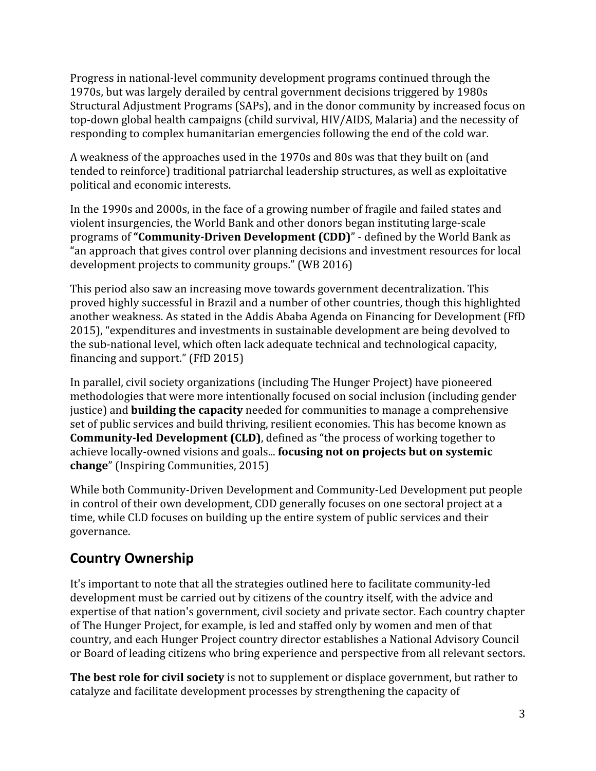Progress in national-level community development programs continued through the 1970s, but was largely derailed by central government decisions triggered by 1980s Structural Adjustment Programs (SAPs), and in the donor community by increased focus on top-down global health campaigns (child survival, HIV/AIDS, Malaria) and the necessity of responding to complex humanitarian emergencies following the end of the cold war.

A weakness of the approaches used in the 1970s and 80s was that they built on (and tended to reinforce) traditional patriarchal leadership structures, as well as exploitative political and economic interests.

In the 1990s and 2000s, in the face of a growing number of fragile and failed states and violent insurgencies, the World Bank and other donors began instituting large-scale programs of **"Community-Driven Development (CDD)**" - defined by the World Bank as "an approach that gives control over planning decisions and investment resources for local development projects to community groups." (WB 2016)

This period also saw an increasing move towards government decentralization. This proved highly successful in Brazil and a number of other countries, though this highlighted another weakness. As stated in the Addis Ababa Agenda on Financing for Development (FfD 2015), "expenditures and investments in sustainable development are being devolved to the sub-national level, which often lack adequate technical and technological capacity, financing and support." (FfD 2015)

In parallel, civil society organizations (including The Hunger Project) have pioneered methodologies that were more intentionally focused on social inclusion (including gender justice) and **building the capacity** needed for communities to manage a comprehensive set of public services and build thriving, resilient economies. This has become known as **Community-led Development (CLD)**, defined as "the process of working together to achieve locally-owned visions and goals... **focusing not on projects but on systemic change**" (Inspiring Communities, 2015)

While both Community-Driven Development and Community-Led Development put people in control of their own development, CDD generally focuses on one sectoral project at a time, while CLD focuses on building up the entire system of public services and their governance.

## Country Ownership

It's important to note that all the strategies outlined here to facilitate community-led development must be carried out by citizens of the country itself, with the advice and expertise of that nation's government, civil society and private sector. Each country chapter of The Hunger Project, for example, is led and staffed only by women and men of that country, and each Hunger Project country director establishes a National Advisory Council or Board of leading citizens who bring experience and perspective from all relevant sectors.

**The best role for civil society** is not to supplement or displace government, but rather to catalyze and facilitate development processes by strengthening the capacity of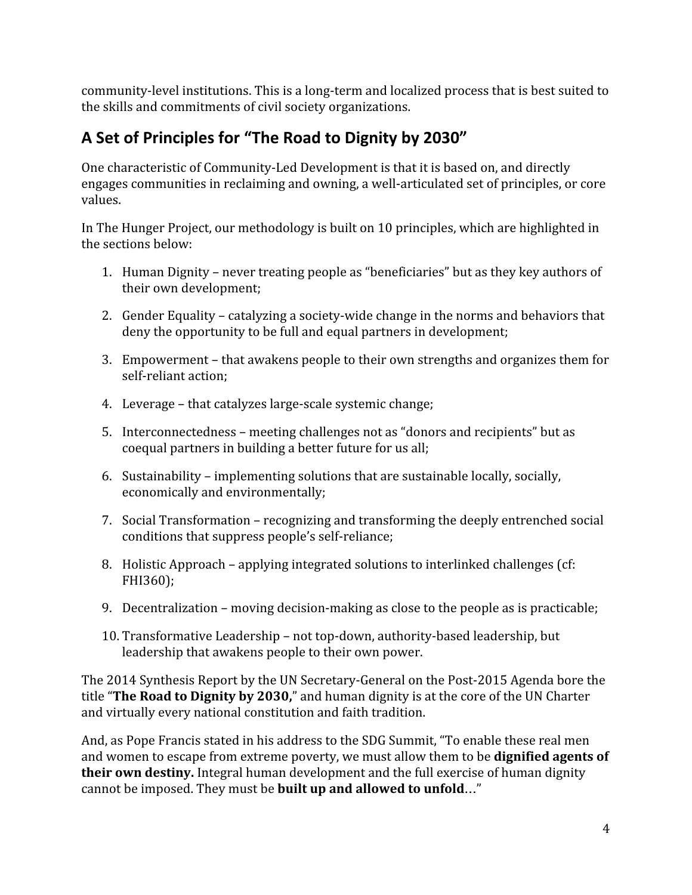community-level institutions. This is a long-term and localized process that is best suited to the skills and commitments of civil society organizations.

## A Set of Principles for "The Road to Dignity by 2030"

One characteristic of Community-Led Development is that it is based on, and directly engages communities in reclaiming and owning, a well-articulated set of principles, or core values.

In The Hunger Project, our methodology is built on 10 principles, which are highlighted in the sections below:

1. Human Dignity – never treating people as "beneficiaries" but as they key authors of their own development;

2. Gender Equality – catalyzing a society-wide change in the norms and behaviors that deny the opportunity to be full and equal partners in development;

3. Empowerment – that awakens people to their own strengths and organizes them for self-reliant action;

4. Leverage – that catalyzes large-scale systemic change;

5. Interconnectedness – meeting challenges not as "donors and recipients" but as coequal partners in building a better future for us all;

6. Sustainability – implementing solutions that are sustainable locally, socially, economically and environmentally;

7. Social Transformation – recognizing and transforming the deeply entrenched social conditions that suppress people's self-reliance;

8. Holistic Approach – applying integrated solutions to interlinked challenges (cf: FHI360);

9. Decentralization – moving decision-making as close to the people as is practicable;

10. Transformative Leadership – not top-down, authority-based leadership, but leadership that awakens people to their own power.

The 2014 Synthesis Report by the UN Secretary-General on the Post-2015 Agenda bore the title "**The Road to Dignity by 2030,**" and human dignity is at the core of the UN Charter and virtually every national constitution and faith tradition.

And, as Pope Francis stated in his address to the SDG Summit, "To enable these real men and women to escape from extreme poverty, we must allow them to be **dignified agents of their own destiny.** Integral human development and the full exercise of human dignity cannot be imposed. They must be **built up and allowed to unfold**…"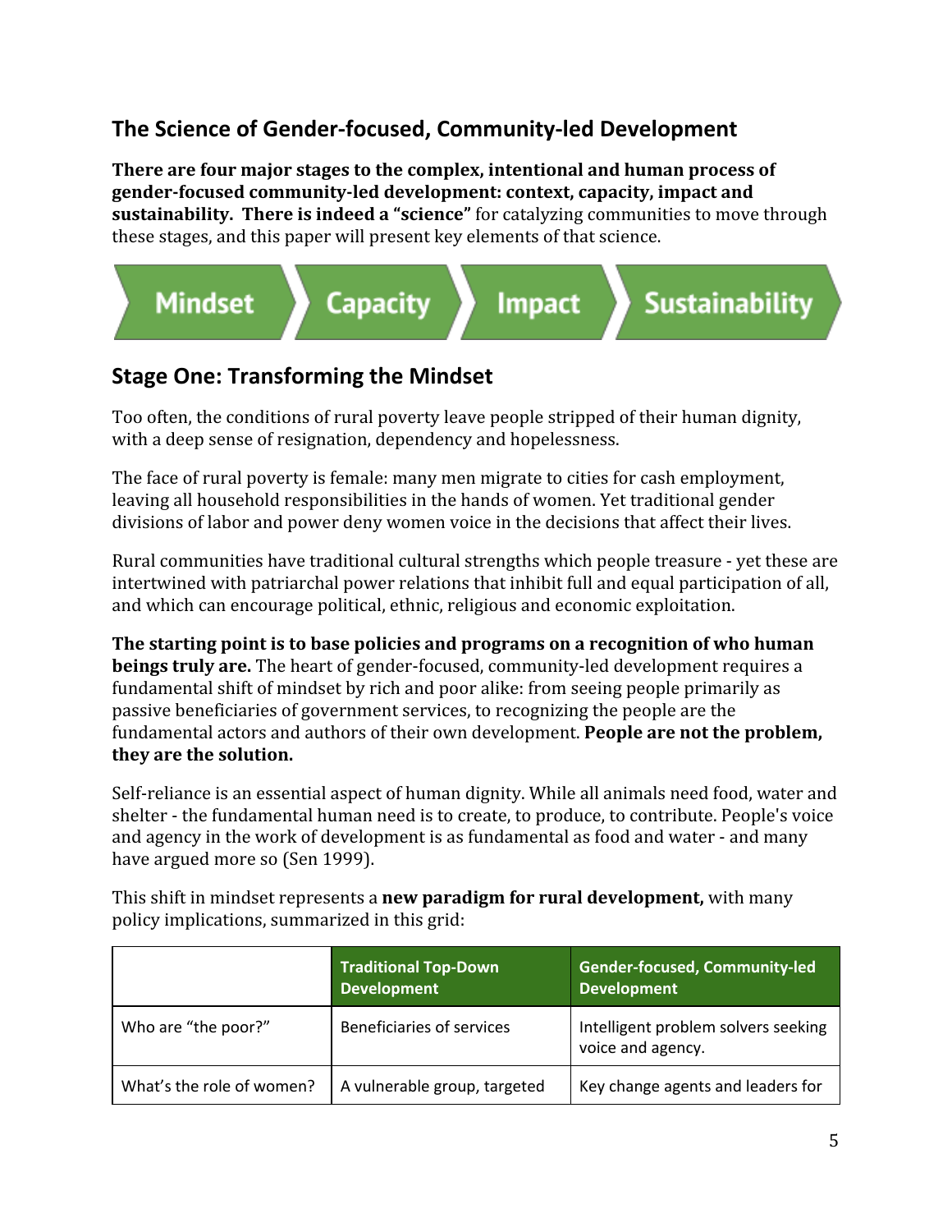## The Science of Gender-focused, Community-led Development

**There are four major stages to the complex, intentional and human process of gender-focused community-led development: context, capacity, impact and sustainability. There is indeed a "science"** for catalyzing communities to move through these stages, and this paper will present key elements of that science.

Mindset → Capacity → Impact → Sustainability

## Stage One: Transforming the Mindset

Too often, the conditions of rural poverty leave people stripped of their human dignity, with a deep sense of resignation, dependency and hopelessness.

The face of rural poverty is female: many men migrate to cities for cash employment, leaving all household responsibilities in the hands of women. Yet traditional gender divisions of labor and power deny women voice in the decisions that affect their lives.

Rural communities have traditional cultural strengths which people treasure - yet these are intertwined with patriarchal power relations that inhibit full and equal participation of all, and which can encourage political, ethnic, religious and economic exploitation.

**The starting point is to base policies and programs on a recognition of who human beings truly are.** The heart of gender-focused, community-led development requires a fundamental shift of mindset by rich and poor alike: from seeing people primarily as passive beneficiaries of government services, to recognizing the people are the fundamental actors and authors of their own development. **People are not the problem, they are the solution.**

Self-reliance is an essential aspect of human dignity. While all animals need food, water and shelter - the fundamental human need is to create, to produce, to contribute. People's voice and agency in the work of development is as fundamental as food and water - and many have argued more so (Sen 1999).

This shift in mindset represents a **new paradigm for rural development,** with many policy implications, summarized in this grid:

| | Traditional Top-Down Development | Gender-focused, Community-led Development |
|---|---|---|
| Who are "the poor?" | Beneficiaries of services | Intelligent problem solvers seeking voice and agency. |
| What's the role of women? | A vulnerable group, targeted | Key change agents and leaders for |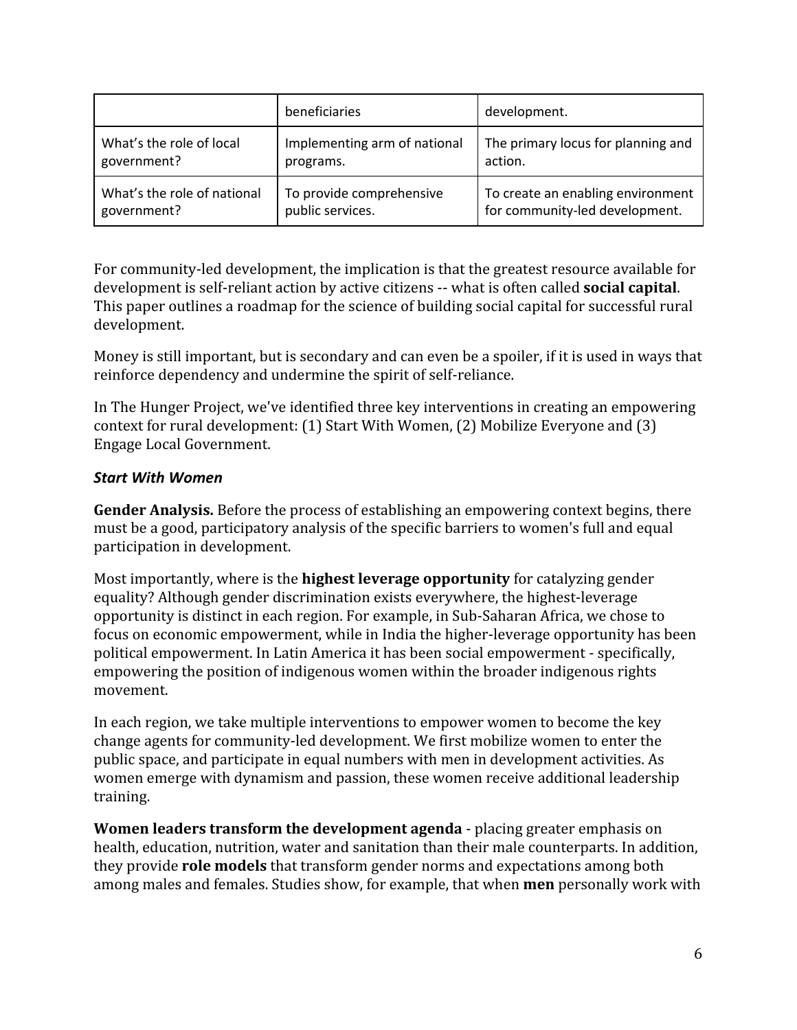| | | |
|---|---|---|
| | beneficiaries | development. |
| What's the role of local government? | Implementing arm of national programs. | The primary locus for planning and action. |
| What's the role of national government? | To provide comprehensive public services. | To create an enabling environment for community-led development. |

For community-led development, the implication is that the greatest resource available for development is self-reliant action by active citizens -- what is often called **social capital**. This paper outlines a roadmap for the science of building social capital for successful rural development.

Money is still important, but is secondary and can even be a spoiler, if it is used in ways that reinforce dependency and undermine the spirit of self-reliance.

In The Hunger Project, we've identified three key interventions in creating an empowering context for rural development: (1) Start With Women, (2) Mobilize Everyone and (3) Engage Local Government.

***Start With Women***

**Gender Analysis.** Before the process of establishing an empowering context begins, there must be a good, participatory analysis of the specific barriers to women's full and equal participation in development.

Most importantly, where is the **highest leverage opportunity** for catalyzing gender equality? Although gender discrimination exists everywhere, the highest-leverage opportunity is distinct in each region. For example, in Sub-Saharan Africa, we chose to focus on economic empowerment, while in India the higher-leverage opportunity has been political empowerment. In Latin America it has been social empowerment - specifically, empowering the position of indigenous women within the broader indigenous rights movement.

In each region, we take multiple interventions to empower women to become the key change agents for community-led development. We first mobilize women to enter the public space, and participate in equal numbers with men in development activities. As women emerge with dynamism and passion, these women receive additional leadership training.

**Women leaders transform the development agenda** - placing greater emphasis on health, education, nutrition, water and sanitation than their male counterparts. In addition, they provide **role models** that transform gender norms and expectations among both among males and females. Studies show, for example, that when **men** personally work with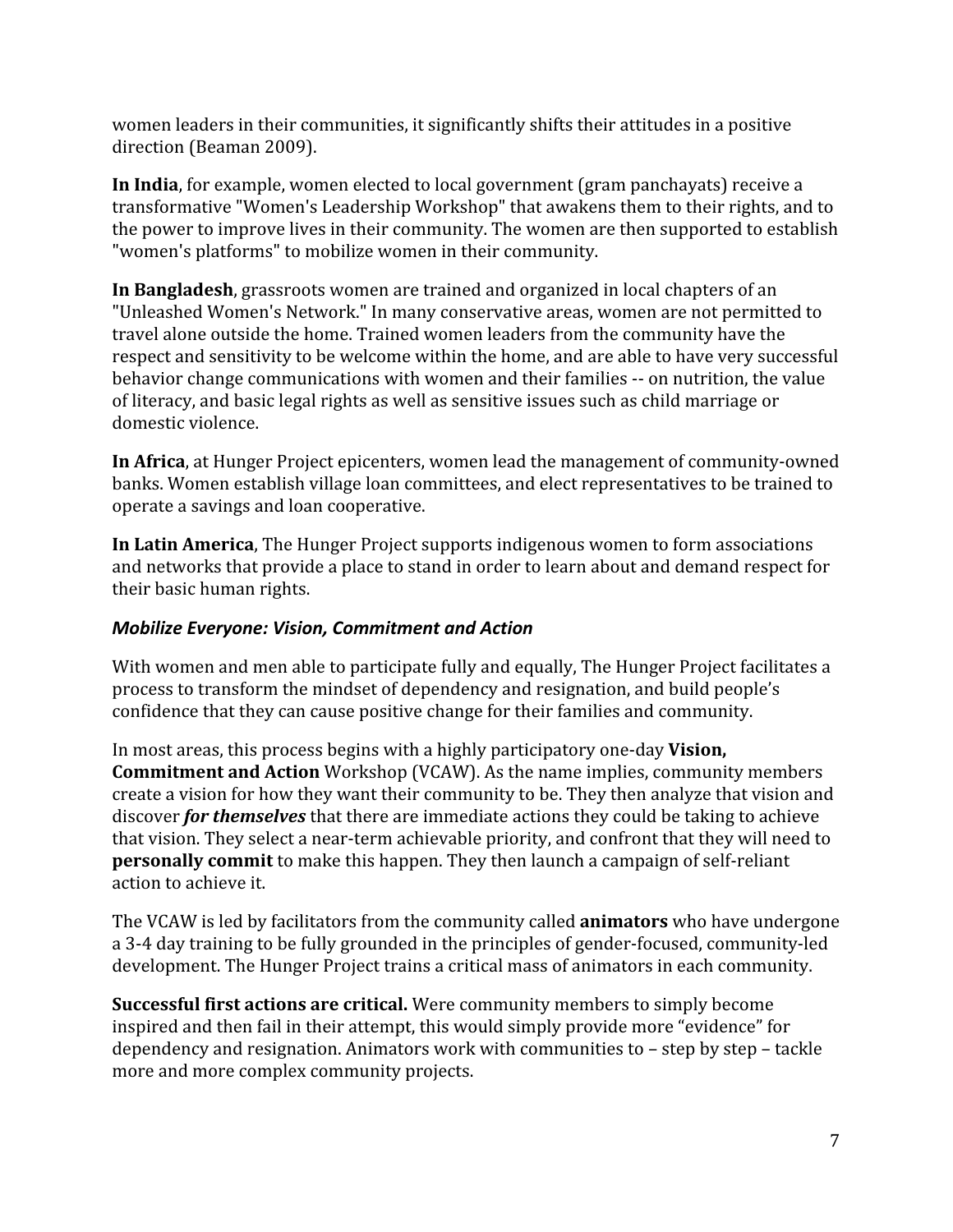women leaders in their communities, it significantly shifts their attitudes in a positive direction (Beaman 2009).

**In India**, for example, women elected to local government (gram panchayats) receive a transformative "Women's Leadership Workshop" that awakens them to their rights, and to the power to improve lives in their community. The women are then supported to establish "women's platforms" to mobilize women in their community.

**In Bangladesh**, grassroots women are trained and organized in local chapters of an "Unleashed Women's Network." In many conservative areas, women are not permitted to travel alone outside the home. Trained women leaders from the community have the respect and sensitivity to be welcome within the home, and are able to have very successful behavior change communications with women and their families -- on nutrition, the value of literacy, and basic legal rights as well as sensitive issues such as child marriage or domestic violence.

**In Africa**, at Hunger Project epicenters, women lead the management of community-owned banks. Women establish village loan committees, and elect representatives to be trained to operate a savings and loan cooperative.

**In Latin America**, The Hunger Project supports indigenous women to form associations and networks that provide a place to stand in order to learn about and demand respect for their basic human rights.

### *Mobilize Everyone: Vision, Commitment and Action*

With women and men able to participate fully and equally, The Hunger Project facilitates a process to transform the mindset of dependency and resignation, and build people's confidence that they can cause positive change for their families and community.

In most areas, this process begins with a highly participatory one-day **Vision, Commitment and Action** Workshop (VCAW). As the name implies, community members create a vision for how they want their community to be. They then analyze that vision and discover ***for themselves*** that there are immediate actions they could be taking to achieve that vision. They select a near-term achievable priority, and confront that they will need to **personally commit** to make this happen. They then launch a campaign of self-reliant action to achieve it.

The VCAW is led by facilitators from the community called **animators** who have undergone a 3-4 day training to be fully grounded in the principles of gender-focused, community-led development. The Hunger Project trains a critical mass of animators in each community.

**Successful first actions are critical.** Were community members to simply become inspired and then fail in their attempt, this would simply provide more "evidence" for dependency and resignation. Animators work with communities to – step by step – tackle more and more complex community projects.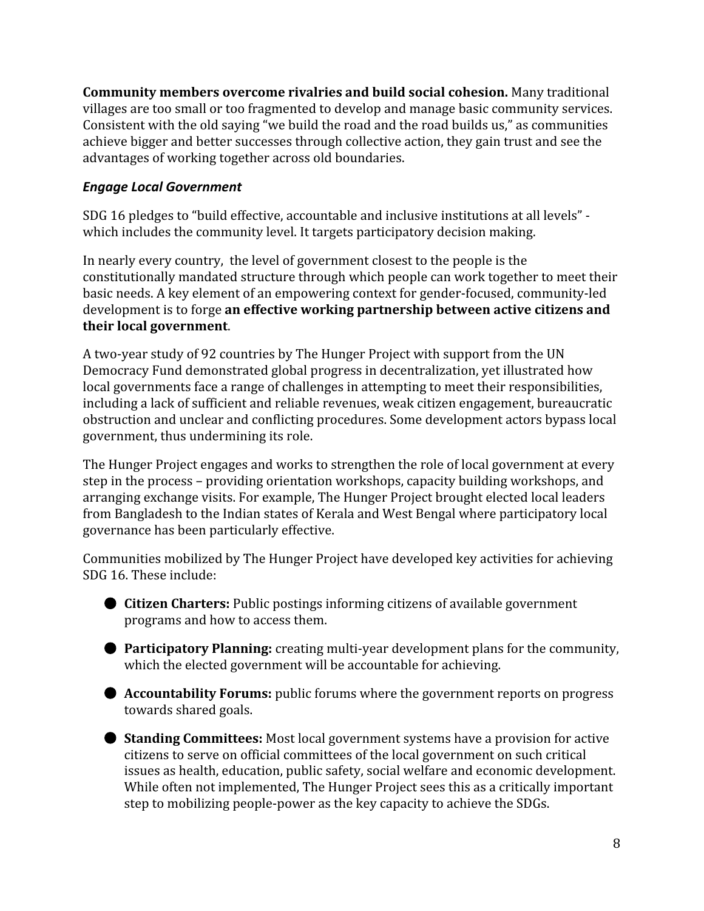**Community members overcome rivalries and build social cohesion.** Many traditional villages are too small or too fragmented to develop and manage basic community services. Consistent with the old saying "we build the road and the road builds us," as communities achieve bigger and better successes through collective action, they gain trust and see the advantages of working together across old boundaries.

***Engage Local Government***

SDG 16 pledges to "build effective, accountable and inclusive institutions at all levels" - which includes the community level. It targets participatory decision making.

In nearly every country, the level of government closest to the people is the constitutionally mandated structure through which people can work together to meet their basic needs. A key element of an empowering context for gender-focused, community-led development is to forge **an effective working partnership between active citizens and their local government**.

A two-year study of 92 countries by The Hunger Project with support from the UN Democracy Fund demonstrated global progress in decentralization, yet illustrated how local governments face a range of challenges in attempting to meet their responsibilities, including a lack of sufficient and reliable revenues, weak citizen engagement, bureaucratic obstruction and unclear and conflicting procedures. Some development actors bypass local government, thus undermining its role.

The Hunger Project engages and works to strengthen the role of local government at every step in the process – providing orientation workshops, capacity building workshops, and arranging exchange visits. For example, The Hunger Project brought elected local leaders from Bangladesh to the Indian states of Kerala and West Bengal where participatory local governance has been particularly effective.

Communities mobilized by The Hunger Project have developed key activities for achieving SDG 16. These include:

- **Citizen Charters:** Public postings informing citizens of available government programs and how to access them.
- **Participatory Planning:** creating multi-year development plans for the community, which the elected government will be accountable for achieving.
- **Accountability Forums:** public forums where the government reports on progress towards shared goals.
- **Standing Committees:** Most local government systems have a provision for active citizens to serve on official committees of the local government on such critical issues as health, education, public safety, social welfare and economic development. While often not implemented, The Hunger Project sees this as a critically important step to mobilizing people-power as the key capacity to achieve the SDGs.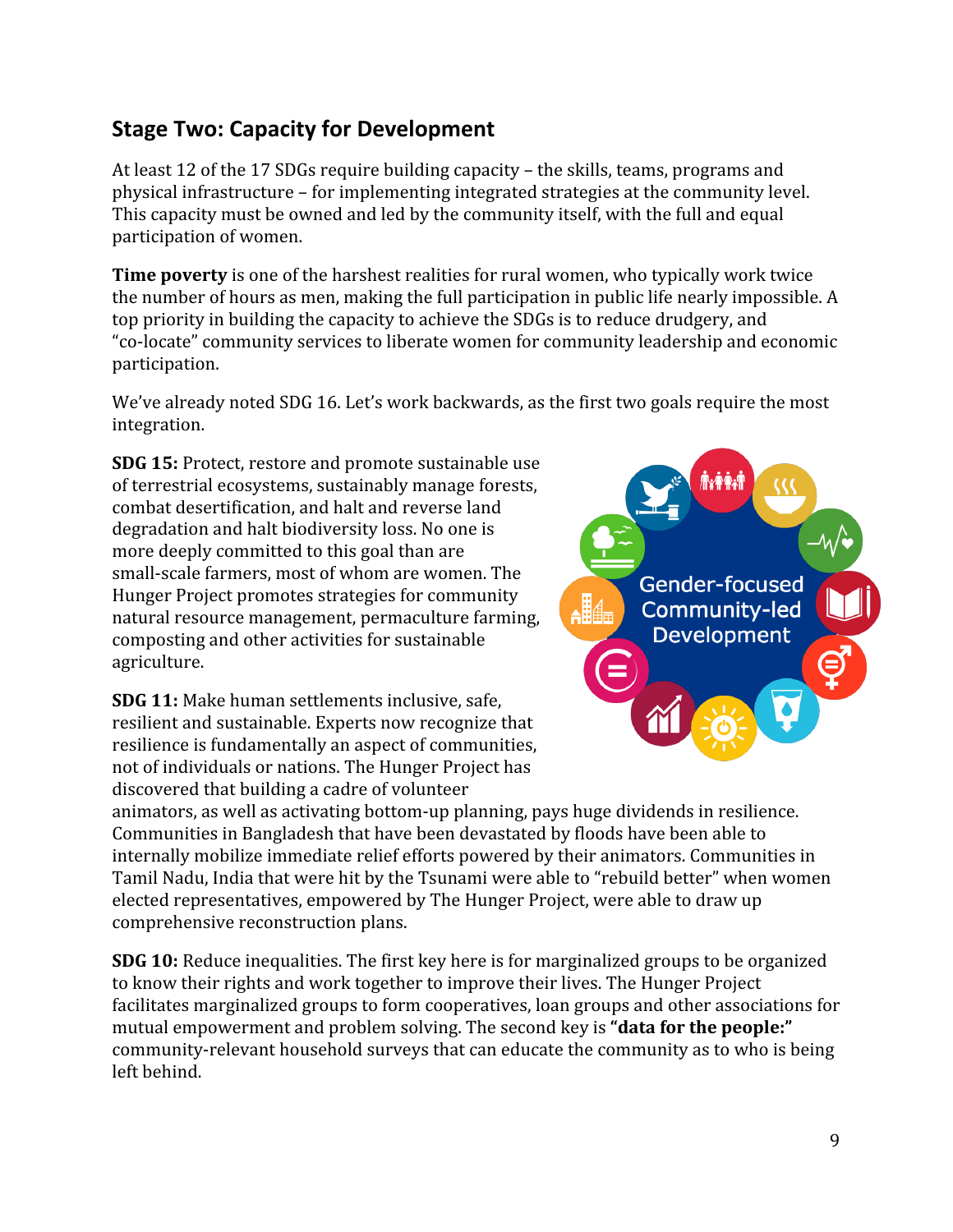## Stage Two: Capacity for Development

At least 12 of the 17 SDGs require building capacity – the skills, teams, programs and physical infrastructure – for implementing integrated strategies at the community level. This capacity must be owned and led by the community itself, with the full and equal participation of women.

**Time poverty** is one of the harshest realities for rural women, who typically work twice the number of hours as men, making the full participation in public life nearly impossible. A top priority in building the capacity to achieve the SDGs is to reduce drudgery, and "co-locate" community services to liberate women for community leadership and economic participation.

We've already noted SDG 16. Let's work backwards, as the first two goals require the most integration.

**SDG 15:** Protect, restore and promote sustainable use of terrestrial ecosystems, sustainably manage forests, combat desertification, and halt and reverse land degradation and halt biodiversity loss. No one is more deeply committed to this goal than are small-scale farmers, most of whom are women. The Hunger Project promotes strategies for community natural resource management, permaculture farming, composting and other activities for sustainable agriculture.

**SDG 11:** Make human settlements inclusive, safe, resilient and sustainable. Experts now recognize that resilience is fundamentally an aspect of communities, not of individuals or nations. The Hunger Project has discovered that building a cadre of volunteer animators, as well as activating bottom-up planning, pays huge dividends in resilience. Communities in Bangladesh that have been devastated by floods have been able to internally mobilize immediate relief efforts powered by their animators. Communities in Tamil Nadu, India that were hit by the Tsunami were able to "rebuild better" when women elected representatives, empowered by The Hunger Project, were able to draw up comprehensive reconstruction plans.

**SDG 10:** Reduce inequalities. The first key here is for marginalized groups to be organized to know their rights and work together to improve their lives. The Hunger Project facilitates marginalized groups to form cooperatives, loan groups and other associations for mutual empowerment and problem solving. The second key is **"data for the people:"** community-relevant household surveys that can educate the community as to who is being left behind.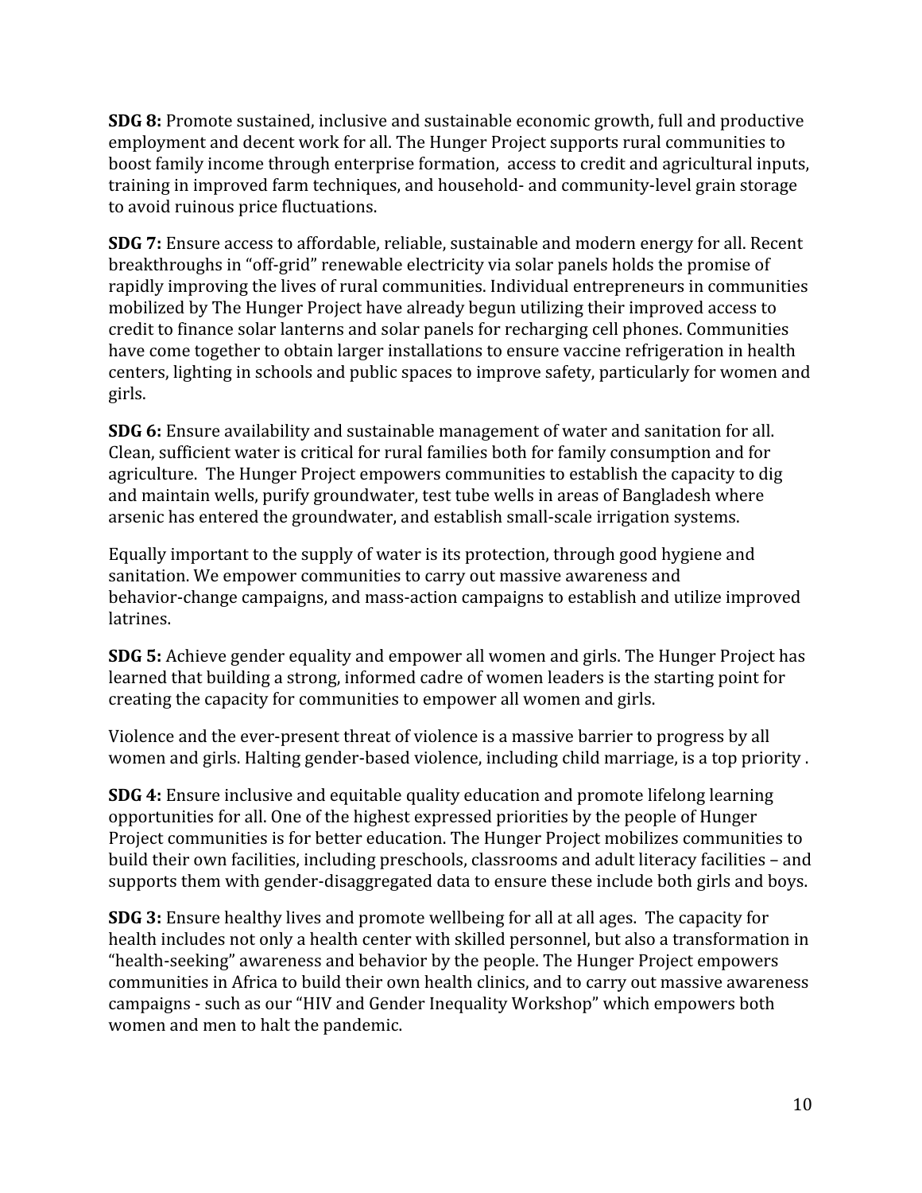**SDG 8:** Promote sustained, inclusive and sustainable economic growth, full and productive employment and decent work for all. The Hunger Project supports rural communities to boost family income through enterprise formation, access to credit and agricultural inputs, training in improved farm techniques, and household- and community-level grain storage to avoid ruinous price fluctuations.

**SDG 7:** Ensure access to affordable, reliable, sustainable and modern energy for all. Recent breakthroughs in "off-grid" renewable electricity via solar panels holds the promise of rapidly improving the lives of rural communities. Individual entrepreneurs in communities mobilized by The Hunger Project have already begun utilizing their improved access to credit to finance solar lanterns and solar panels for recharging cell phones. Communities have come together to obtain larger installations to ensure vaccine refrigeration in health centers, lighting in schools and public spaces to improve safety, particularly for women and girls.

**SDG 6:** Ensure availability and sustainable management of water and sanitation for all. Clean, sufficient water is critical for rural families both for family consumption and for agriculture. The Hunger Project empowers communities to establish the capacity to dig and maintain wells, purify groundwater, test tube wells in areas of Bangladesh where arsenic has entered the groundwater, and establish small-scale irrigation systems.

Equally important to the supply of water is its protection, through good hygiene and sanitation. We empower communities to carry out massive awareness and behavior-change campaigns, and mass-action campaigns to establish and utilize improved latrines.

**SDG 5:** Achieve gender equality and empower all women and girls. The Hunger Project has learned that building a strong, informed cadre of women leaders is the starting point for creating the capacity for communities to empower all women and girls.

Violence and the ever-present threat of violence is a massive barrier to progress by all women and girls. Halting gender-based violence, including child marriage, is a top priority .

**SDG 4:** Ensure inclusive and equitable quality education and promote lifelong learning opportunities for all. One of the highest expressed priorities by the people of Hunger Project communities is for better education. The Hunger Project mobilizes communities to build their own facilities, including preschools, classrooms and adult literacy facilities – and supports them with gender-disaggregated data to ensure these include both girls and boys.

**SDG 3:** Ensure healthy lives and promote wellbeing for all at all ages. The capacity for health includes not only a health center with skilled personnel, but also a transformation in "health-seeking" awareness and behavior by the people. The Hunger Project empowers communities in Africa to build their own health clinics, and to carry out massive awareness campaigns - such as our "HIV and Gender Inequality Workshop" which empowers both women and men to halt the pandemic.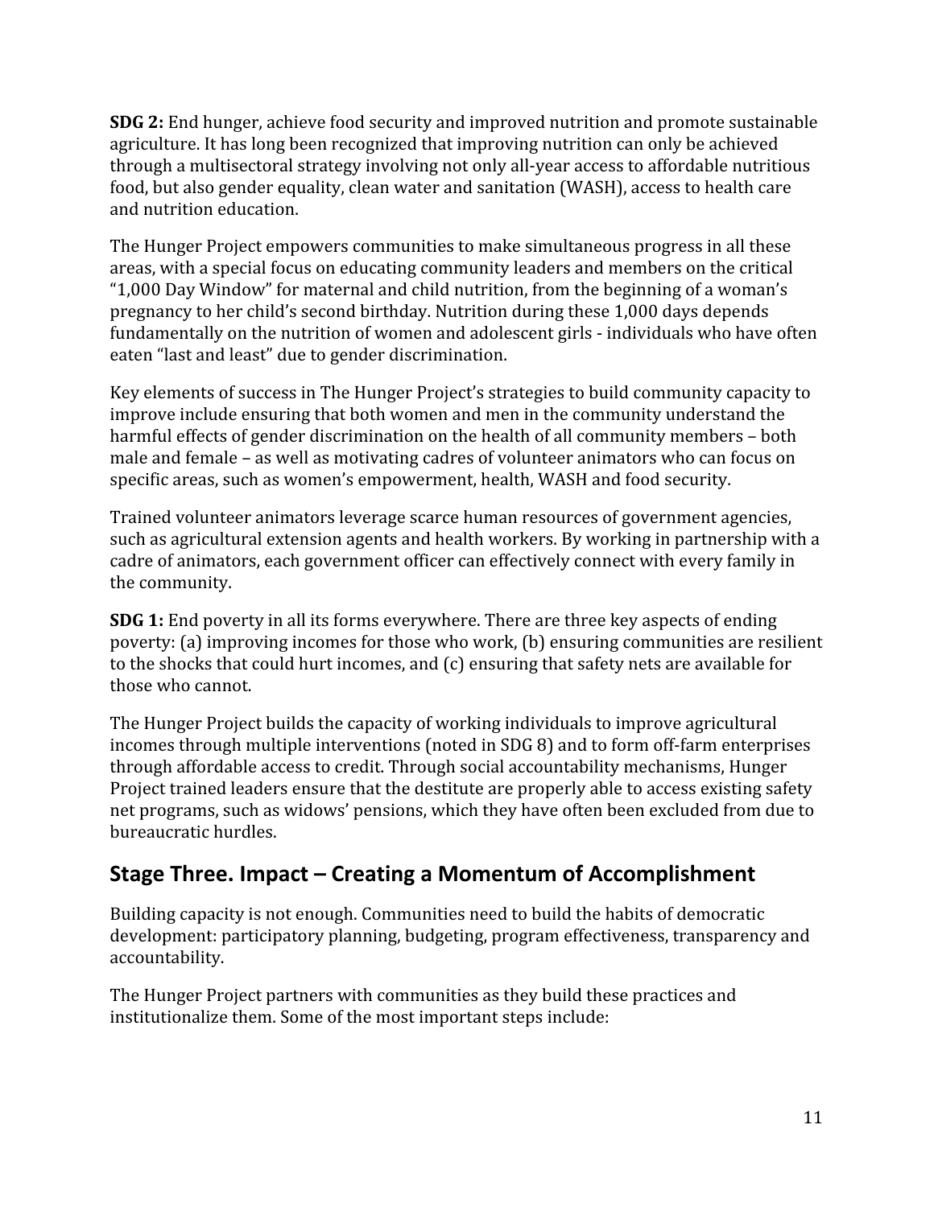**SDG 2:** End hunger, achieve food security and improved nutrition and promote sustainable agriculture. It has long been recognized that improving nutrition can only be achieved through a multisectoral strategy involving not only all-year access to affordable nutritious food, but also gender equality, clean water and sanitation (WASH), access to health care and nutrition education.

The Hunger Project empowers communities to make simultaneous progress in all these areas, with a special focus on educating community leaders and members on the critical "1,000 Day Window" for maternal and child nutrition, from the beginning of a woman's pregnancy to her child's second birthday. Nutrition during these 1,000 days depends fundamentally on the nutrition of women and adolescent girls - individuals who have often eaten "last and least" due to gender discrimination.

Key elements of success in The Hunger Project's strategies to build community capacity to improve include ensuring that both women and men in the community understand the harmful effects of gender discrimination on the health of all community members – both male and female – as well as motivating cadres of volunteer animators who can focus on specific areas, such as women's empowerment, health, WASH and food security.

Trained volunteer animators leverage scarce human resources of government agencies, such as agricultural extension agents and health workers. By working in partnership with a cadre of animators, each government officer can effectively connect with every family in the community.

**SDG 1:** End poverty in all its forms everywhere. There are three key aspects of ending poverty: (a) improving incomes for those who work, (b) ensuring communities are resilient to the shocks that could hurt incomes, and (c) ensuring that safety nets are available for those who cannot.

The Hunger Project builds the capacity of working individuals to improve agricultural incomes through multiple interventions (noted in SDG 8) and to form off-farm enterprises through affordable access to credit. Through social accountability mechanisms, Hunger Project trained leaders ensure that the destitute are properly able to access existing safety net programs, such as widows' pensions, which they have often been excluded from due to bureaucratic hurdles.

## Stage Three. Impact – Creating a Momentum of Accomplishment

Building capacity is not enough. Communities need to build the habits of democratic development: participatory planning, budgeting, program effectiveness, transparency and accountability.

The Hunger Project partners with communities as they build these practices and institutionalize them. Some of the most important steps include: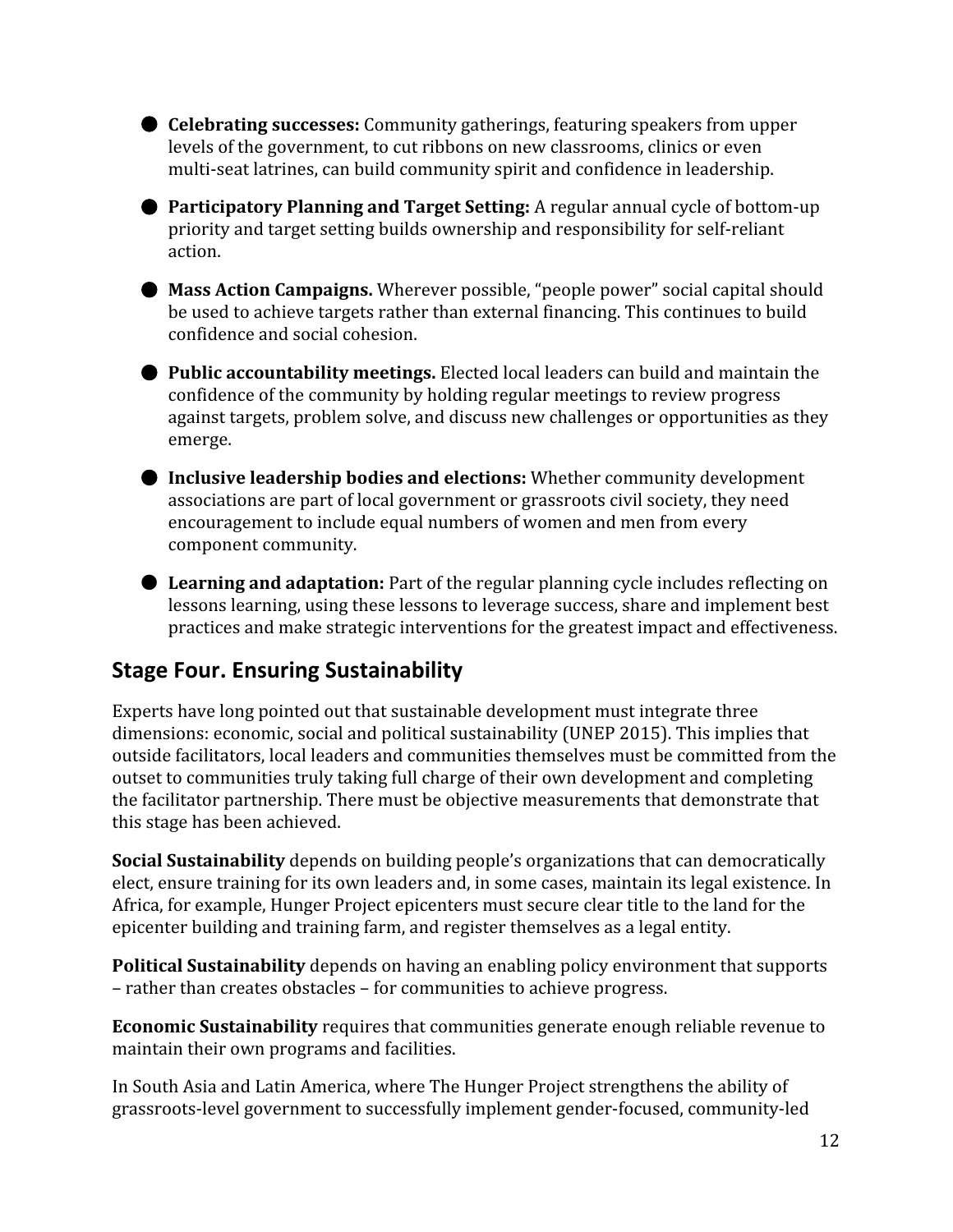- **Celebrating successes:** Community gatherings, featuring speakers from upper levels of the government, to cut ribbons on new classrooms, clinics or even multi-seat latrines, can build community spirit and confidence in leadership.

- **Participatory Planning and Target Setting:** A regular annual cycle of bottom-up priority and target setting builds ownership and responsibility for self-reliant action.

- **Mass Action Campaigns.** Wherever possible, "people power" social capital should be used to achieve targets rather than external financing. This continues to build confidence and social cohesion.

- **Public accountability meetings.** Elected local leaders can build and maintain the confidence of the community by holding regular meetings to review progress against targets, problem solve, and discuss new challenges or opportunities as they emerge.

- **Inclusive leadership bodies and elections:** Whether community development associations are part of local government or grassroots civil society, they need encouragement to include equal numbers of women and men from every component community.

- **Learning and adaptation:** Part of the regular planning cycle includes reflecting on lessons learning, using these lessons to leverage success, share and implement best practices and make strategic interventions for the greatest impact and effectiveness.

## Stage Four. Ensuring Sustainability

Experts have long pointed out that sustainable development must integrate three dimensions: economic, social and political sustainability (UNEP 2015). This implies that outside facilitators, local leaders and communities themselves must be committed from the outset to communities truly taking full charge of their own development and completing the facilitator partnership. There must be objective measurements that demonstrate that this stage has been achieved.

**Social Sustainability** depends on building people's organizations that can democratically elect, ensure training for its own leaders and, in some cases, maintain its legal existence. In Africa, for example, Hunger Project epicenters must secure clear title to the land for the epicenter building and training farm, and register themselves as a legal entity.

**Political Sustainability** depends on having an enabling policy environment that supports – rather than creates obstacles – for communities to achieve progress.

**Economic Sustainability** requires that communities generate enough reliable revenue to maintain their own programs and facilities.

In South Asia and Latin America, where The Hunger Project strengthens the ability of grassroots-level government to successfully implement gender-focused, community-led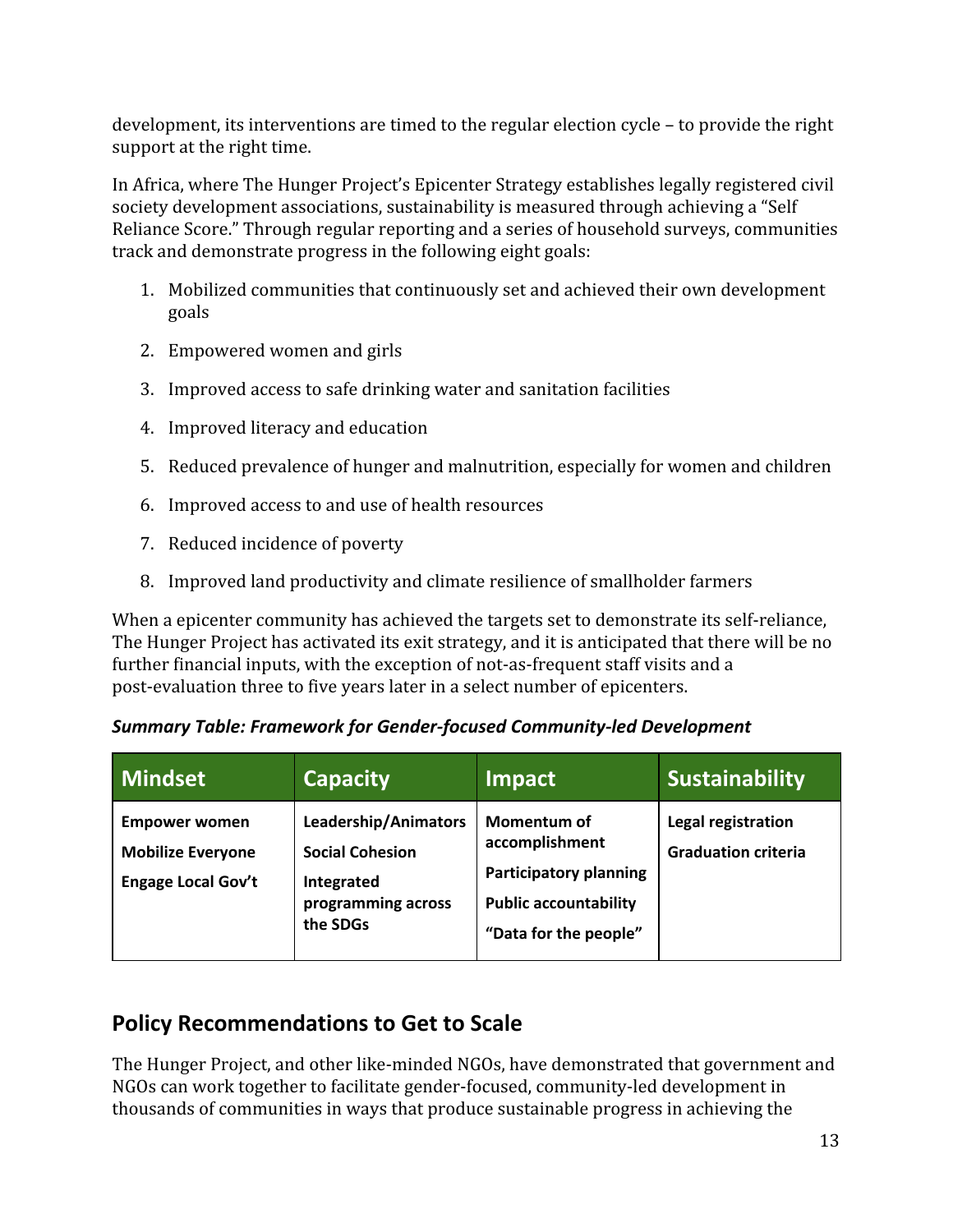development, its interventions are timed to the regular election cycle – to provide the right support at the right time.

In Africa, where The Hunger Project's Epicenter Strategy establishes legally registered civil society development associations, sustainability is measured through achieving a "Self Reliance Score." Through regular reporting and a series of household surveys, communities track and demonstrate progress in the following eight goals:

1. Mobilized communities that continuously set and achieved their own development goals
2. Empowered women and girls
3. Improved access to safe drinking water and sanitation facilities
4. Improved literacy and education
5. Reduced prevalence of hunger and malnutrition, especially for women and children
6. Improved access to and use of health resources
7. Reduced incidence of poverty
8. Improved land productivity and climate resilience of smallholder farmers

When a epicenter community has achieved the targets set to demonstrate its self-reliance, The Hunger Project has activated its exit strategy, and it is anticipated that there will be no further financial inputs, with the exception of not-as-frequent staff visits and a post-evaluation three to five years later in a select number of epicenters.

***Summary Table: Framework for Gender-focused Community-led Development***

| Mindset | Capacity | Impact | Sustainability |
|---|---|---|---|
| **Empower women**<br>**Mobilize Everyone**<br>**Engage Local Gov't** | **Leadership/Animators**<br>**Social Cohesion**<br>**Integrated programming across the SDGs** | **Momentum of accomplishment**<br>**Participatory planning**<br>**Public accountability**<br>**"Data for the people"** | **Legal registration**<br>**Graduation criteria** |

## Policy Recommendations to Get to Scale

The Hunger Project, and other like-minded NGOs, have demonstrated that government and NGOs can work together to facilitate gender-focused, community-led development in thousands of communities in ways that produce sustainable progress in achieving the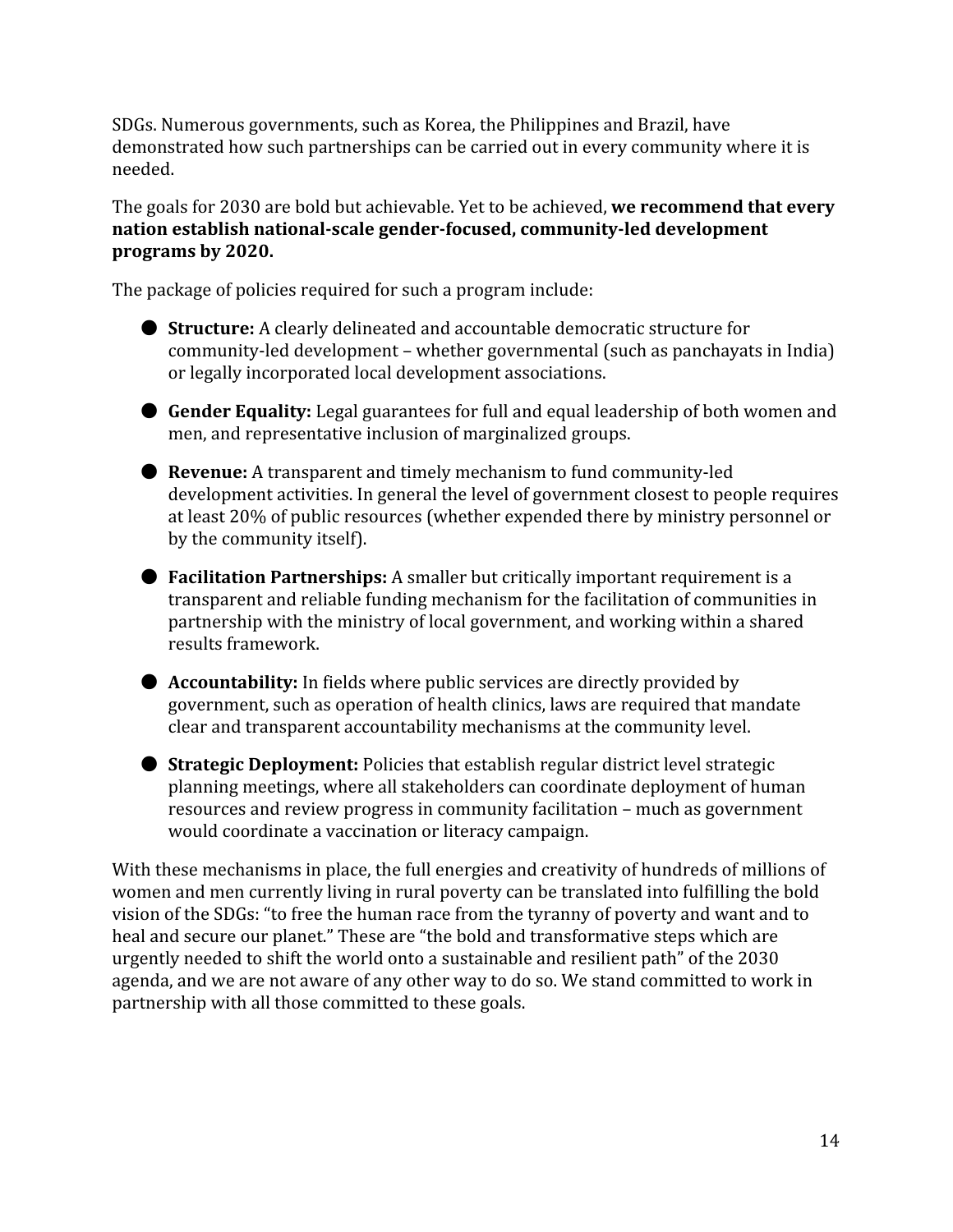SDGs. Numerous governments, such as Korea, the Philippines and Brazil, have demonstrated how such partnerships can be carried out in every community where it is needed.

The goals for 2030 are bold but achievable. Yet to be achieved, **we recommend that every nation establish national-scale gender-focused, community-led development programs by 2020.**

The package of policies required for such a program include:

- **Structure:** A clearly delineated and accountable democratic structure for community-led development – whether governmental (such as panchayats in India) or legally incorporated local development associations.
- **Gender Equality:** Legal guarantees for full and equal leadership of both women and men, and representative inclusion of marginalized groups.
- **Revenue:** A transparent and timely mechanism to fund community-led development activities. In general the level of government closest to people requires at least 20% of public resources (whether expended there by ministry personnel or by the community itself).
- **Facilitation Partnerships:** A smaller but critically important requirement is a transparent and reliable funding mechanism for the facilitation of communities in partnership with the ministry of local government, and working within a shared results framework.
- **Accountability:** In fields where public services are directly provided by government, such as operation of health clinics, laws are required that mandate clear and transparent accountability mechanisms at the community level.
- **Strategic Deployment:** Policies that establish regular district level strategic planning meetings, where all stakeholders can coordinate deployment of human resources and review progress in community facilitation – much as government would coordinate a vaccination or literacy campaign.

With these mechanisms in place, the full energies and creativity of hundreds of millions of women and men currently living in rural poverty can be translated into fulfilling the bold vision of the SDGs: "to free the human race from the tyranny of poverty and want and to heal and secure our planet." These are "the bold and transformative steps which are urgently needed to shift the world onto a sustainable and resilient path" of the 2030 agenda, and we are not aware of any other way to do so. We stand committed to work in partnership with all those committed to these goals.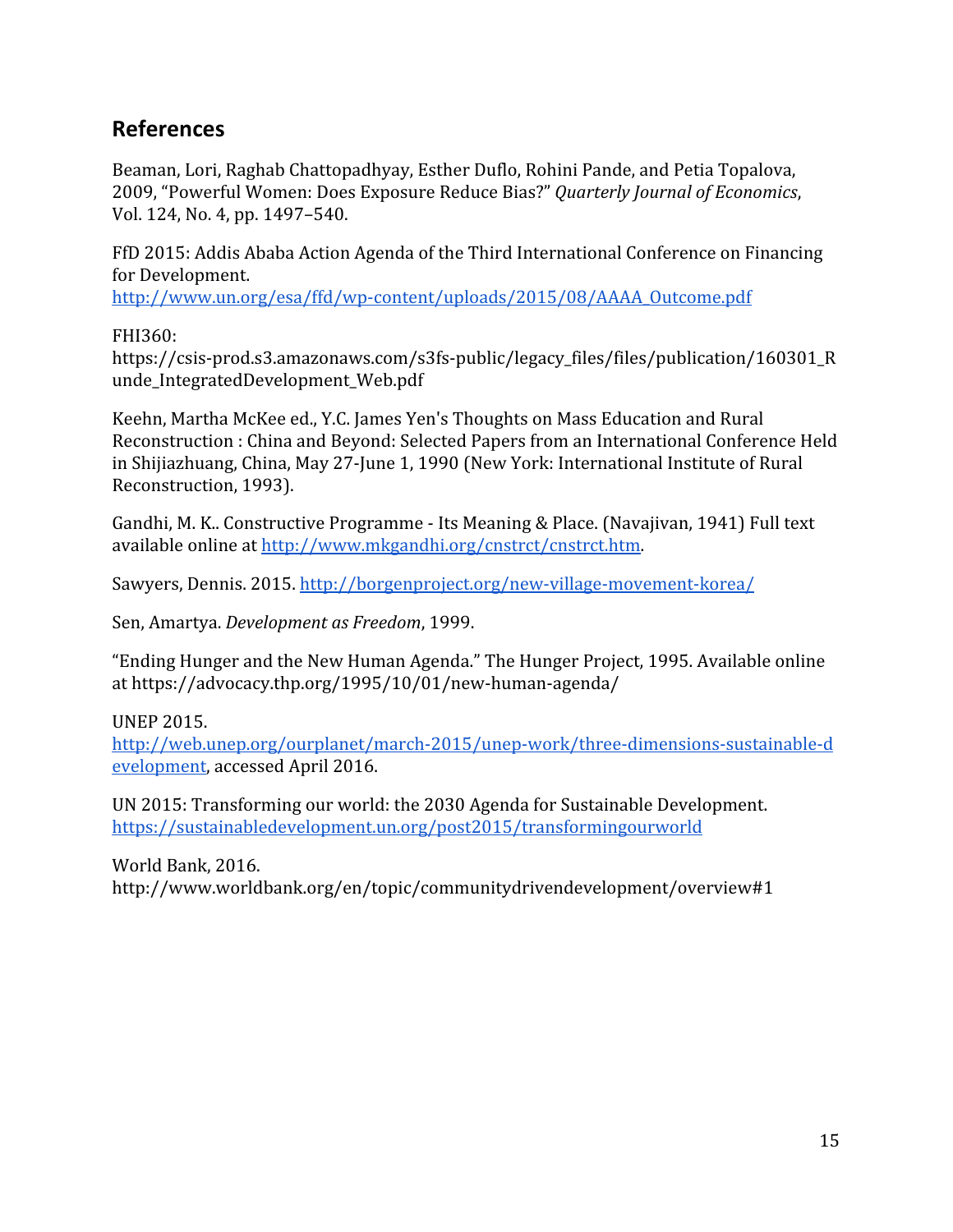## References

Beaman, Lori, Raghab Chattopadhyay, Esther Duflo, Rohini Pande, and Petia Topalova, 2009, "Powerful Women: Does Exposure Reduce Bias?" *Quarterly Journal of Economics*, Vol. 124, No. 4, pp. 1497–540.

FfD 2015: Addis Ababa Action Agenda of the Third International Conference on Financing for Development.
http://www.un.org/esa/ffd/wp-content/uploads/2015/08/AAAA_Outcome.pdf

FHI360:
https://csis-prod.s3.amazonaws.com/s3fs-public/legacy_files/files/publication/160301_Runde_IntegratedDevelopment_Web.pdf

Keehn, Martha McKee ed., Y.C. James Yen's Thoughts on Mass Education and Rural Reconstruction : China and Beyond: Selected Papers from an International Conference Held in Shijiazhuang, China, May 27-June 1, 1990 (New York: International Institute of Rural Reconstruction, 1993).

Gandhi, M. K.. Constructive Programme - Its Meaning & Place. (Navajivan, 1941) Full text available online at http://www.mkgandhi.org/cnstrct/cnstrct.htm.

Sawyers, Dennis. 2015. http://borgenproject.org/new-village-movement-korea/

Sen, Amartya. *Development as Freedom*, 1999.

"Ending Hunger and the New Human Agenda." The Hunger Project, 1995. Available online at https://advocacy.thp.org/1995/10/01/new-human-agenda/

UNEP 2015.
http://web.unep.org/ourplanet/march-2015/unep-work/three-dimensions-sustainable-development, accessed April 2016.

UN 2015: Transforming our world: the 2030 Agenda for Sustainable Development.
https://sustainabledevelopment.un.org/post2015/transformingourworld

World Bank, 2016.
http://www.worldbank.org/en/topic/communitydrivendevelopment/overview#1